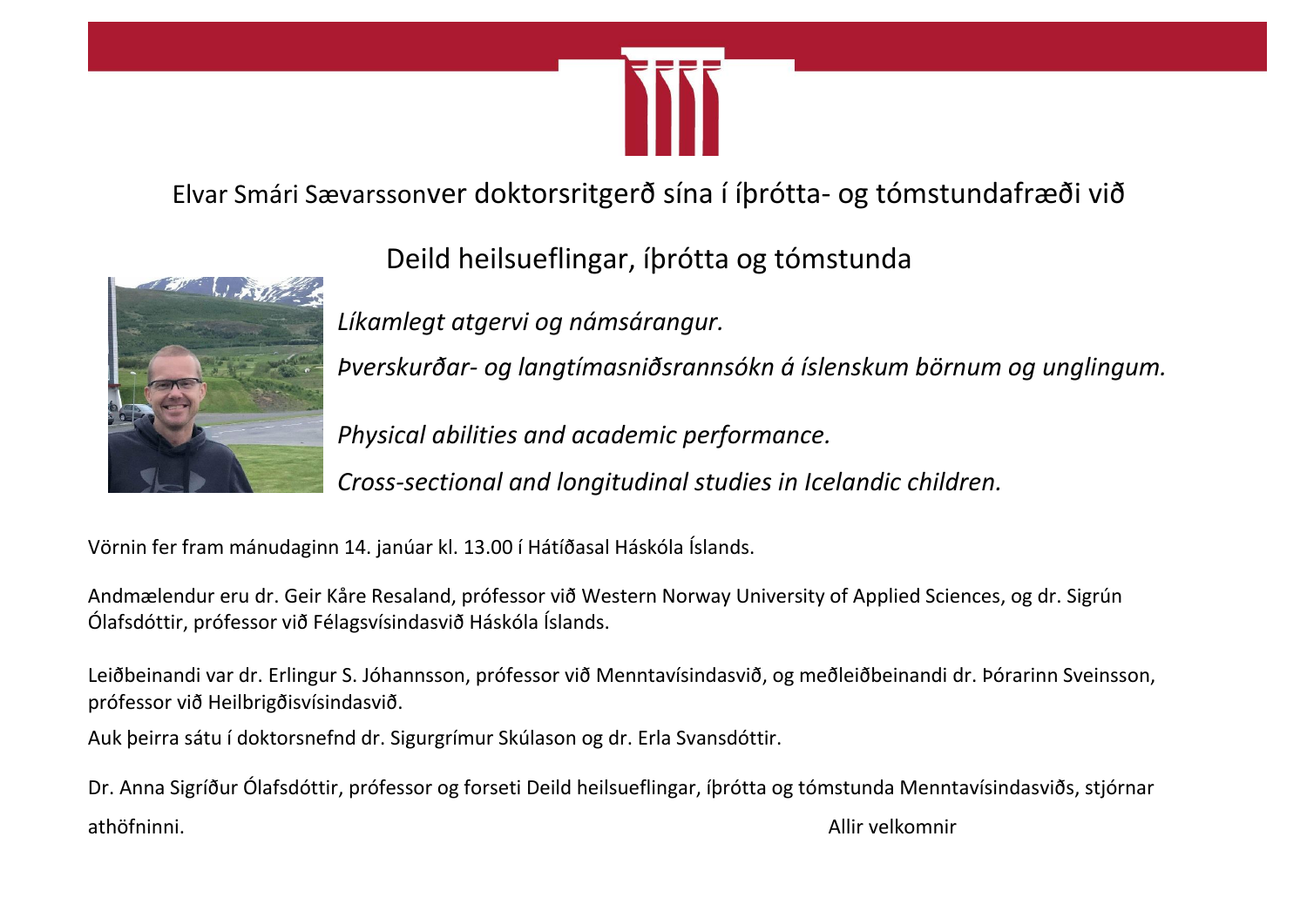Elvar Smári Sævarssonver doktorsritgerð sína í íþrótta- og tómstundafræði við

Deild heilsueflingar, íþrótta og tómstunda

*Líkamlegt atgervi og námsárangur.*

*Þverskurðar- og langtímasniðsrannsókn á íslenskum börnum og unglingum.*

*Physical abilities and academic performance.*

*Cross-sectional and longitudinal studies in Icelandic children.*

Vörnin fer fram mánudaginn 14. janúar kl. 13.00 í Hátíðasal Háskóla Íslands.

Andmælendur eru dr. Geir Kåre Resaland, prófessor við Western Norway University of Applied Sciences, og dr. Sigrún Ólafsdóttir, prófessor við Félagsvísindasvið Háskóla Íslands.

Leiðbeinandi var dr. Erlingur S. Jóhannsson, prófessor við Menntavísindasvið, og meðleiðbeinandi dr. Þórarinn Sveinsson, prófessor við Heilbrigðisvísindasvið.

Auk þeirra sátu í doktorsnefnd dr. Sigurgrímur Skúlason og dr. Erla Svansdóttir.

Dr. Anna Sigríður Ólafsdóttir, prófessor og forseti Deild heilsueflingar, íþrótta og tómstunda Menntavísindasviðs, stjórnar athöfninni.

Allir velkomnir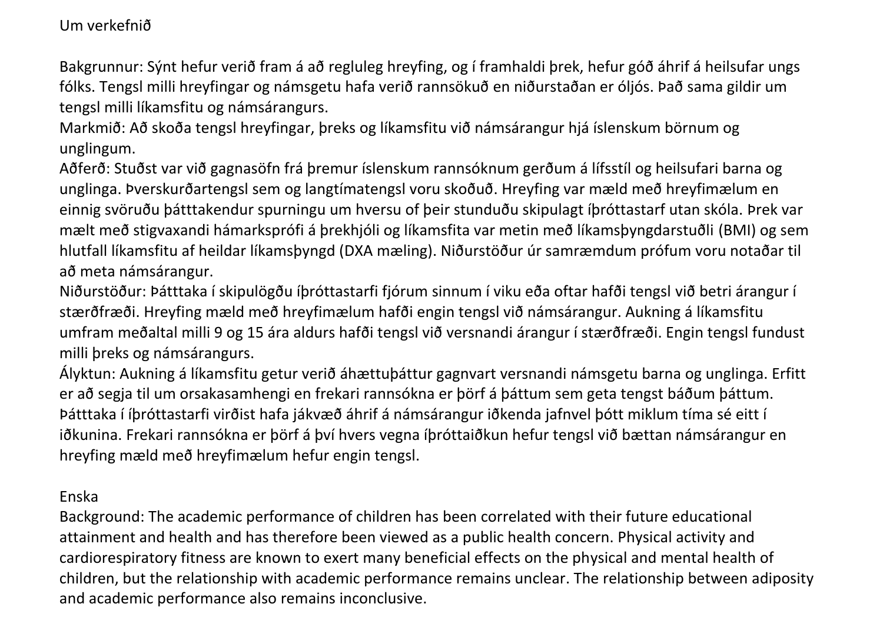Um verkefnið

Bakgrunnur: Sýnt hefur verið fram á að regluleg hreyfing, og í framhaldi þrek, hefur góð áhrif á heilsufar ungs fólks. Tengsl milli hreyfingar og námsgetu hafa verið rannsökuð en niðurstaðan er óljós. Það sama gildir um tengsl milli líkamsfitu og námsárangurs.
Markmið: Að skoða tengsl hreyfingar, þreks og líkamsfitu við námsárangur hjá íslenskum börnum og unglingum.
Aðferð: Stuðst var við gagnasöfn frá þremur íslenskum rannsóknum gerðum á lífsstíl og heilsufari barna og unglinga. Þverskurðartengsl sem og langtímatengsl voru skoðuð. Hreyfing var mæld með hreyfimælum en einnig svöruðu þátttakendur spurningu um hversu of þeir stunduðu skipulagt íþróttastarf utan skóla. Þrek var mælt með stigvaxandi hámarksprófi á þrekhjóli og líkamsfita var metin með líkamsþyngdarstuðli (BMI) og sem hlutfall líkamsfitu af heildar líkamsþyngd (DXA mæling). Niðurstöður úr samræmdum prófum voru notaðar til að meta námsárangur.
Niðurstöður: Þátttaka í skipulögðu íþróttastarfi fjórum sinnum í viku eða oftar hafði tengsl við betri árangur í stærðfræði. Hreyfing mæld með hreyfimælum hafði engin tengsl við námsárangur. Aukning á líkamsfitu umfram meðaltal milli 9 og 15 ára aldurs hafði tengsl við versnandi árangur í stærðfræði. Engin tengsl fundust milli þreks og námsárangurs.
Ályktun: Aukning á líkamsfitu getur verið áhættuþáttur gagnvart versnandi námsgetu barna og unglinga. Erfitt er að segja til um orsakasamhengi en frekari rannsókna er þörf á þáttum sem geta tengst báðum þáttum. Þátttaka í íþróttastarfi virðist hafa jákvæð áhrif á námsárangur iðkenda jafnvel þótt miklum tíma sé eitt í iðkunina. Frekari rannsókna er þörf á því hvers vegna íþróttaiðkun hefur tengsl við bættan námsárangur en hreyfing mæld með hreyfimælum hefur engin tengsl.

Enska
Background: The academic performance of children has been correlated with their future educational attainment and health and has therefore been viewed as a public health concern. Physical activity and cardiorespiratory fitness are known to exert many beneficial effects on the physical and mental health of children, but the relationship with academic performance remains unclear. The relationship between adiposity and academic performance also remains inconclusive.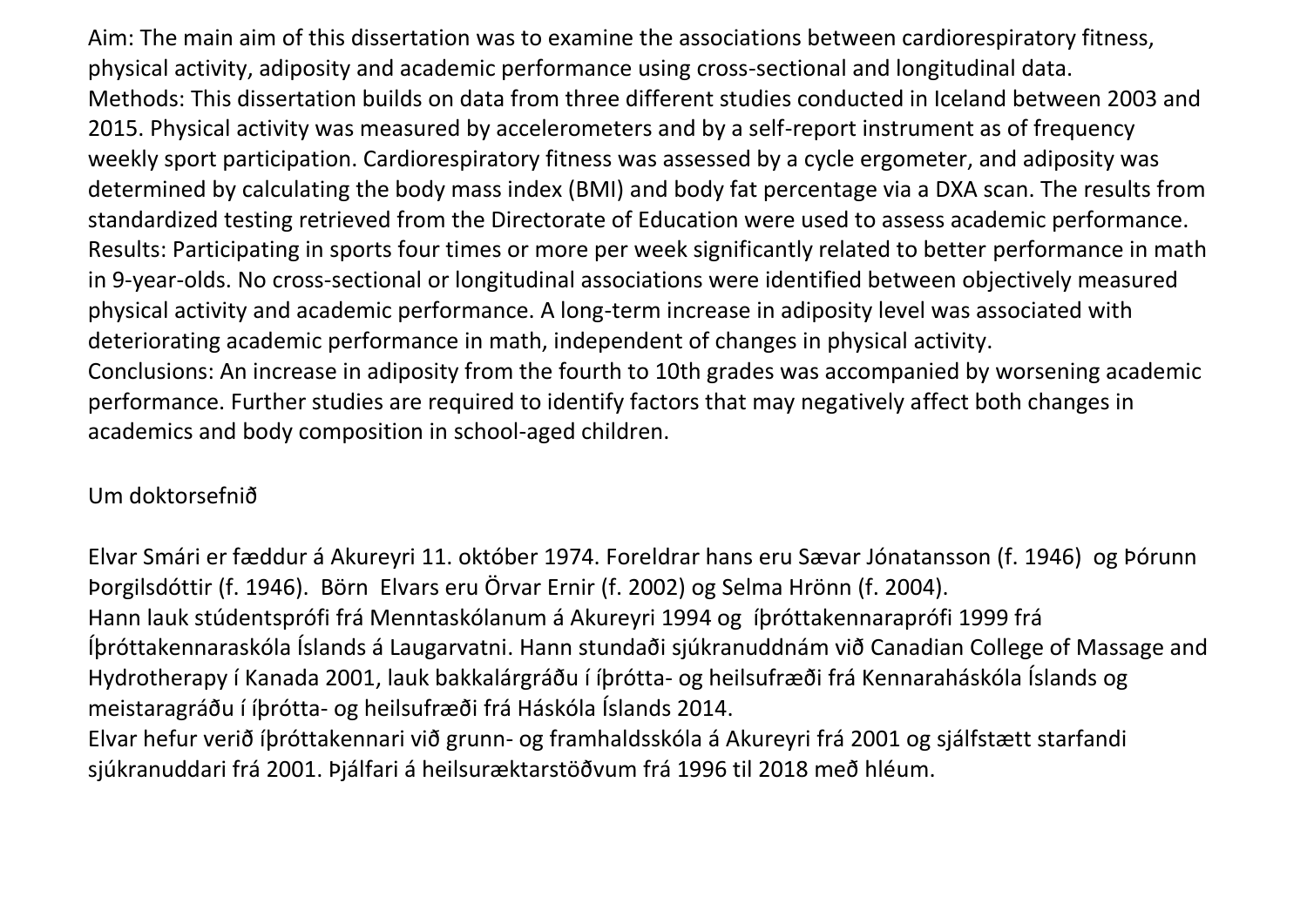Aim: The main aim of this dissertation was to examine the associations between cardiorespiratory fitness, physical activity, adiposity and academic performance using cross-sectional and longitudinal data.
Methods: This dissertation builds on data from three different studies conducted in Iceland between 2003 and 2015. Physical activity was measured by accelerometers and by a self-report instrument as of frequency weekly sport participation. Cardiorespiratory fitness was assessed by a cycle ergometer, and adiposity was determined by calculating the body mass index (BMI) and body fat percentage via a DXA scan. The results from standardized testing retrieved from the Directorate of Education were used to assess academic performance.
Results: Participating in sports four times or more per week significantly related to better performance in math in 9-year-olds. No cross-sectional or longitudinal associations were identified between objectively measured physical activity and academic performance. A long-term increase in adiposity level was associated with deteriorating academic performance in math, independent of changes in physical activity.
Conclusions: An increase in adiposity from the fourth to 10th grades was accompanied by worsening academic performance. Further studies are required to identify factors that may negatively affect both changes in academics and body composition in school-aged children.

## Um doktorsefnið

Elvar Smári er fæddur á Akureyri 11. október 1974. Foreldrar hans eru Sævar Jónatansson (f. 1946) og Þórunn Þorgilsdóttir (f. 1946). Börn Elvars eru Örvar Ernir (f. 2002) og Selma Hrönn (f. 2004).
Hann lauk stúdentsprófi frá Menntaskólanum á Akureyri 1994 og íþróttakennaraprófi 1999 frá Íþróttakennaraskóla Íslands á Laugarvatni. Hann stundaði sjúkranuddnám við Canadian College of Massage and Hydrotherapy í Kanada 2001, lauk bakkalárgráðu í íþrótta- og heilsufræði frá Kennaraháskóla Íslands og meistaragráðu í íþrótta- og heilsufræði frá Háskóla Íslands 2014.
Elvar hefur verið íþróttakennari við grunn- og framhaldsskóla á Akureyri frá 2001 og sjálfstætt starfandi sjúkranuddari frá 2001. Þjálfari á heilsuræktarstöðvum frá 1996 til 2018 með hléum.